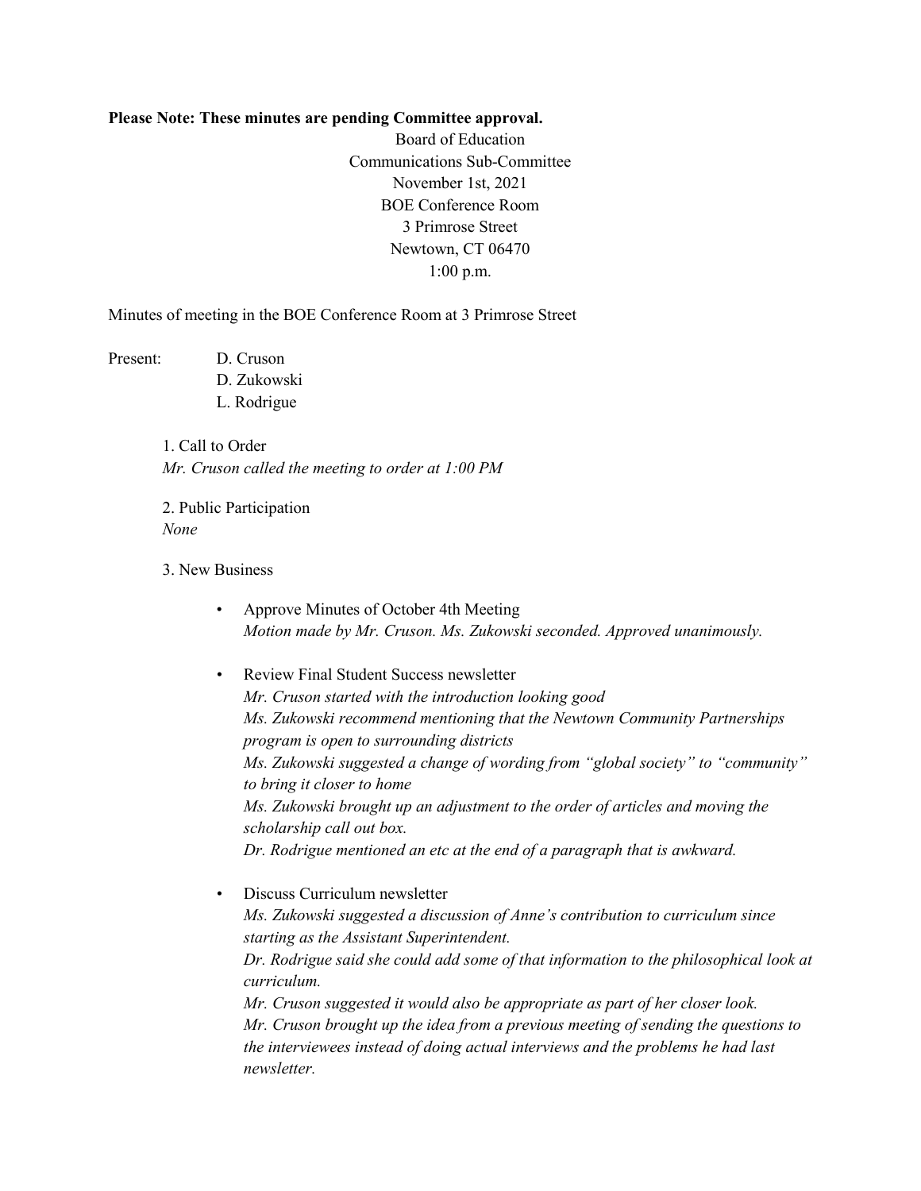**Please Note: These minutes are pending Committee approval.**

Board of Education
Communications Sub-Committee
November 1st, 2021
BOE Conference Room
3 Primrose Street
Newtown, CT 06470
1:00 p.m.

Minutes of meeting in the BOE Conference Room at 3 Primrose Street

Present: D. Cruson
D. Zukowski
L. Rodrigue

1. Call to Order
*Mr. Cruson called the meeting to order at 1:00 PM*

2. Public Participation
*None*

3. New Business

- Approve Minutes of October 4th Meeting
  *Motion made by Mr. Cruson. Ms. Zukowski seconded. Approved unanimously.*

- Review Final Student Success newsletter
  *Mr. Cruson started with the introduction looking good*
  *Ms. Zukowski recommend mentioning that the Newtown Community Partnerships program is open to surrounding districts*
  *Ms. Zukowski suggested a change of wording from "global society" to "community" to bring it closer to home*
  *Ms. Zukowski brought up an adjustment to the order of articles and moving the scholarship call out box.*
  *Dr. Rodrigue mentioned an etc at the end of a paragraph that is awkward.*

- Discuss Curriculum newsletter
  *Ms. Zukowski suggested a discussion of Anne's contribution to curriculum since starting as the Assistant Superintendent.*
  *Dr. Rodrigue said she could add some of that information to the philosophical look at curriculum.*
  *Mr. Cruson suggested it would also be appropriate as part of her closer look.*
  *Mr. Cruson brought up the idea from a previous meeting of sending the questions to the interviewees instead of doing actual interviews and the problems he had last newsletter.*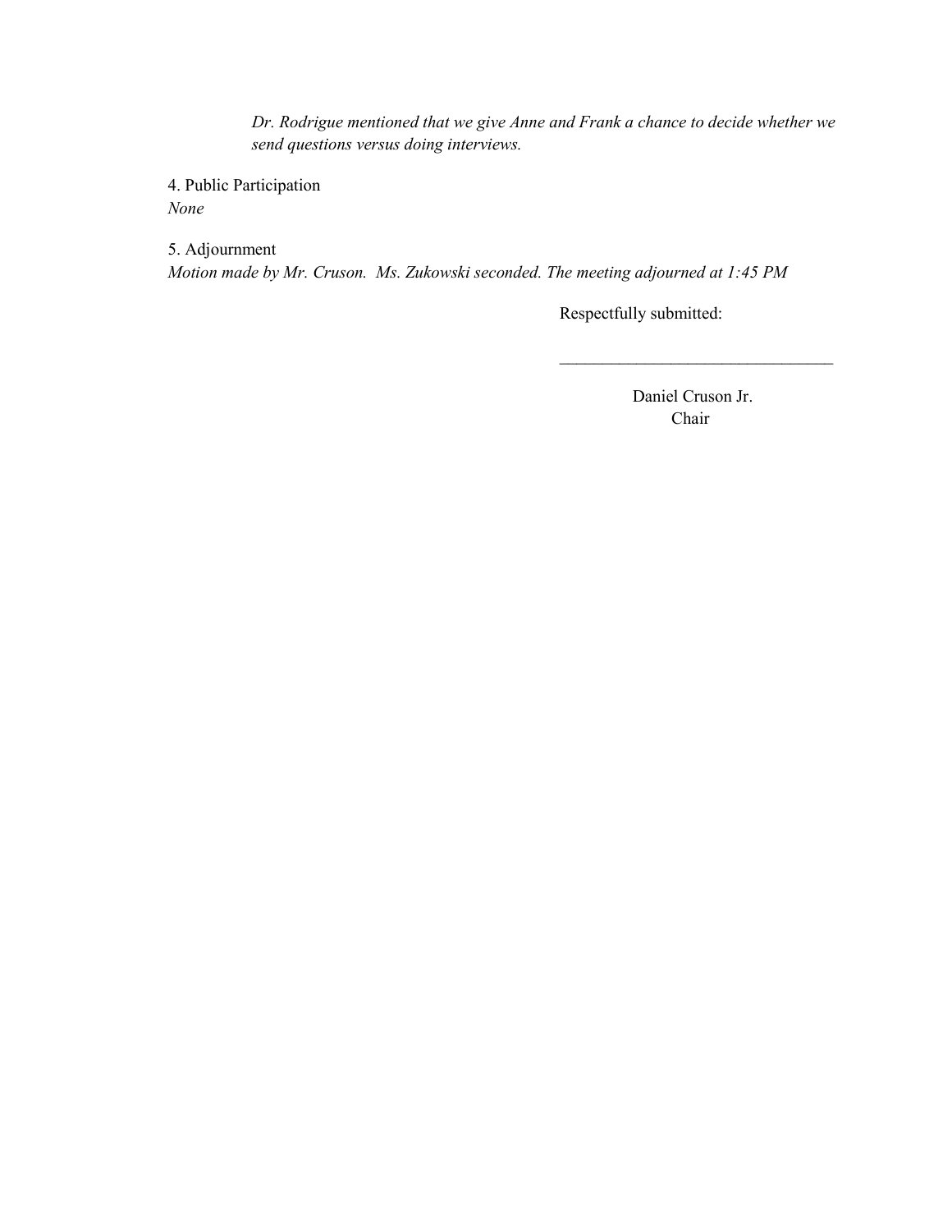*Dr. Rodrigue mentioned that we give Anne and Frank a chance to decide whether we send questions versus doing interviews.*

4. Public Participation

*None*

5. Adjournment

*Motion made by Mr. Cruson. Ms. Zukowski seconded. The meeting adjourned at 1:45 PM*

Respectfully submitted:

\_\_\_\_\_\_\_\_\_\_\_\_\_\_\_\_\_\_\_\_\_\_\_\_\_\_\_\_\_\_\_\_\_\_

Daniel Cruson Jr.

Chair